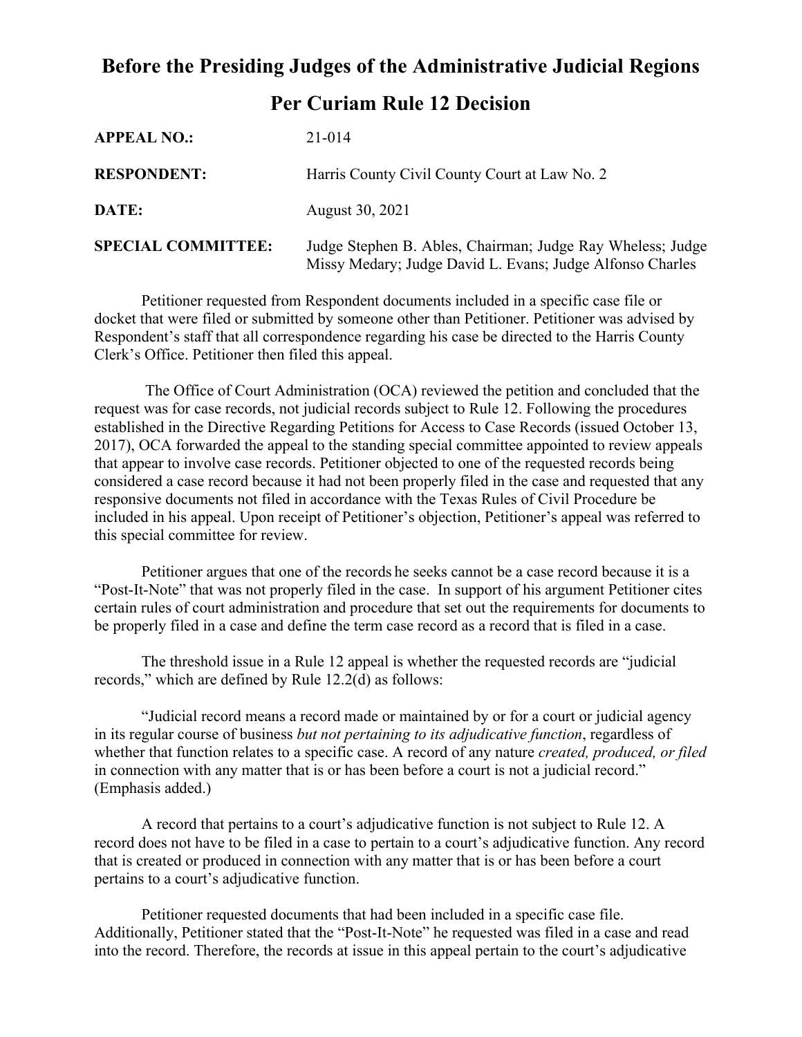# Before the Presiding Judges of the Administrative Judicial Regions

## Per Curiam Rule 12 Decision

| | |
|---|---|
| **APPEAL NO.:** | 21-014 |
| **RESPONDENT:** | Harris County Civil County Court at Law No. 2 |
| **DATE:** | August 30, 2021 |
| **SPECIAL COMMITTEE:** | Judge Stephen B. Ables, Chairman; Judge Ray Wheless; Judge Missy Medary; Judge David L. Evans; Judge Alfonso Charles |

Petitioner requested from Respondent documents included in a specific case file or docket that were filed or submitted by someone other than Petitioner. Petitioner was advised by Respondent's staff that all correspondence regarding his case be directed to the Harris County Clerk's Office. Petitioner then filed this appeal.

The Office of Court Administration (OCA) reviewed the petition and concluded that the request was for case records, not judicial records subject to Rule 12. Following the procedures established in the Directive Regarding Petitions for Access to Case Records (issued October 13, 2017), OCA forwarded the appeal to the standing special committee appointed to review appeals that appear to involve case records. Petitioner objected to one of the requested records being considered a case record because it had not been properly filed in the case and requested that any responsive documents not filed in accordance with the Texas Rules of Civil Procedure be included in his appeal. Upon receipt of Petitioner's objection, Petitioner's appeal was referred to this special committee for review.

Petitioner argues that one of the records he seeks cannot be a case record because it is a "Post-It-Note" that was not properly filed in the case. In support of his argument Petitioner cites certain rules of court administration and procedure that set out the requirements for documents to be properly filed in a case and define the term case record as a record that is filed in a case.

The threshold issue in a Rule 12 appeal is whether the requested records are "judicial records," which are defined by Rule 12.2(d) as follows:

"Judicial record means a record made or maintained by or for a court or judicial agency in its regular course of business *but not pertaining to its adjudicative function*, regardless of whether that function relates to a specific case. A record of any nature *created, produced, or filed* in connection with any matter that is or has been before a court is not a judicial record." (Emphasis added.)

A record that pertains to a court's adjudicative function is not subject to Rule 12. A record does not have to be filed in a case to pertain to a court's adjudicative function. Any record that is created or produced in connection with any matter that is or has been before a court pertains to a court's adjudicative function.

Petitioner requested documents that had been included in a specific case file. Additionally, Petitioner stated that the "Post-It-Note" he requested was filed in a case and read into the record. Therefore, the records at issue in this appeal pertain to the court's adjudicative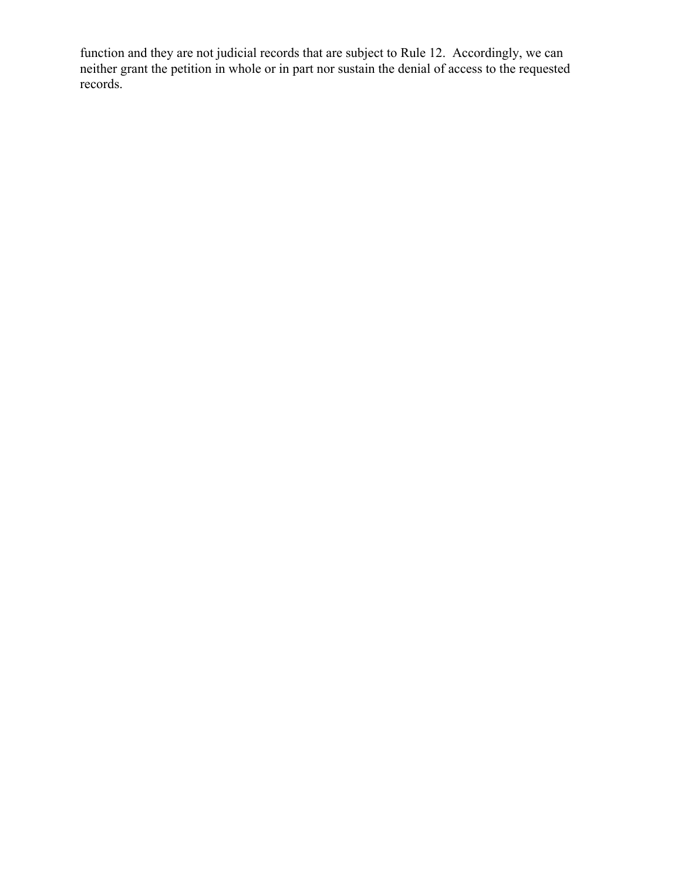function and they are not judicial records that are subject to Rule 12. Accordingly, we can neither grant the petition in whole or in part nor sustain the denial of access to the requested records.